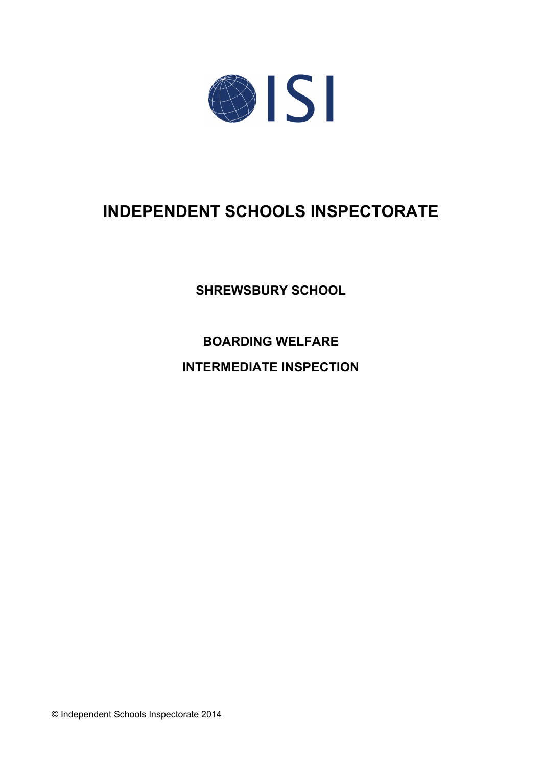ISI

# INDEPENDENT SCHOOLS INSPECTORATE

## SHREWSBURY SCHOOL

## BOARDING WELFARE

## INTERMEDIATE INSPECTION

© Independent Schools Inspectorate 2014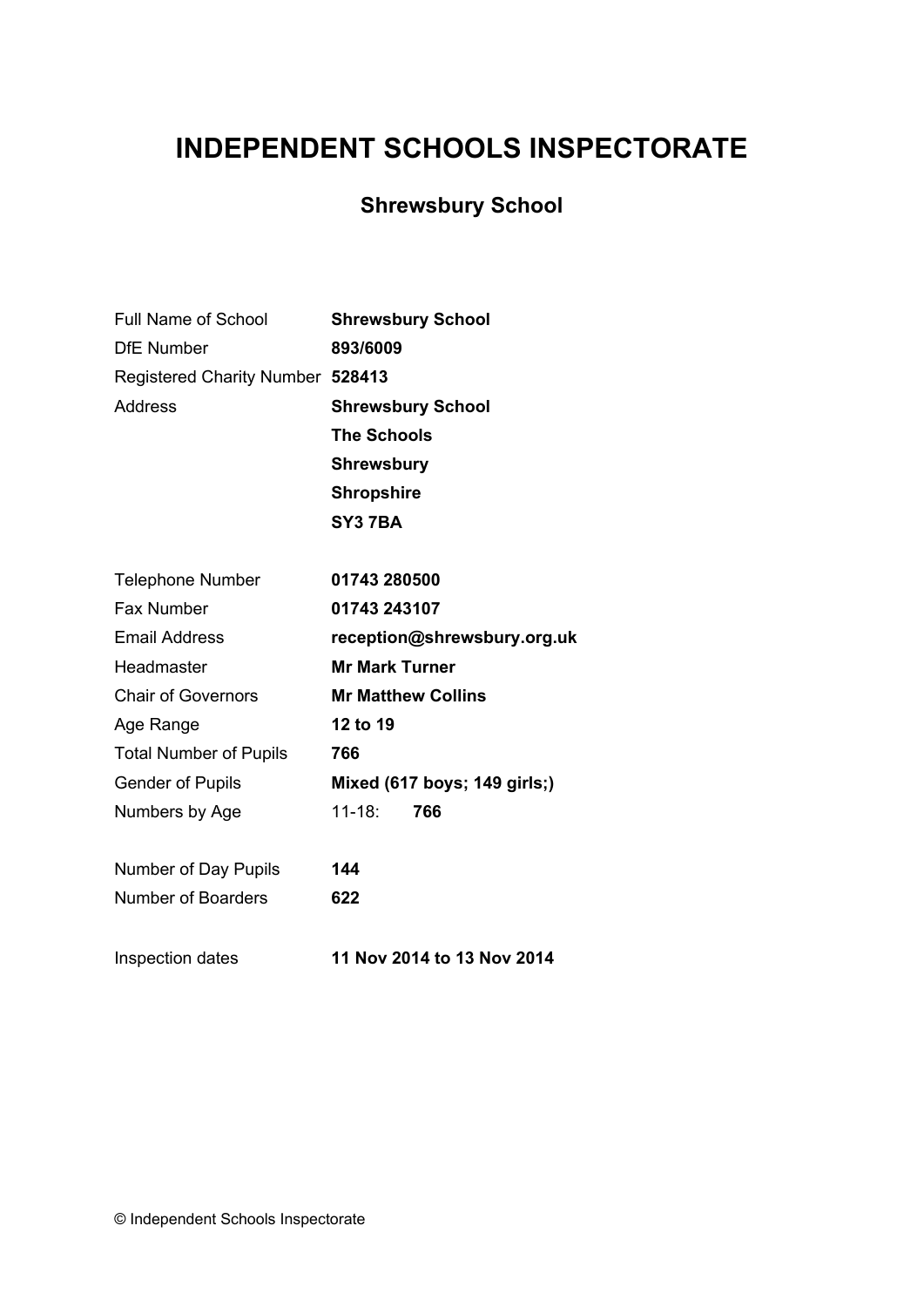# INDEPENDENT SCHOOLS INSPECTORATE

## Shrewsbury School

| | |
|---|---|
| Full Name of School | **Shrewsbury School** |
| DfE Number | **893/6009** |
| Registered Charity Number | **528413** |
| Address | **Shrewsbury School** |
| | **The Schools** |
| | **Shrewsbury** |
| | **Shropshire** |
| | **SY3 7BA** |
| Telephone Number | **01743 280500** |
| Fax Number | **01743 243107** |
| Email Address | **reception@shrewsbury.org.uk** |
| Headmaster | **Mr Mark Turner** |
| Chair of Governors | **Mr Matthew Collins** |
| Age Range | **12 to 19** |
| Total Number of Pupils | **766** |
| Gender of Pupils | **Mixed (617 boys; 149 girls;)** |
| Numbers by Age | 11-18: **766** |
| Number of Day Pupils | **144** |
| Number of Boarders | **622** |
| Inspection dates | **11 Nov 2014 to 13 Nov 2014** |

© Independent Schools Inspectorate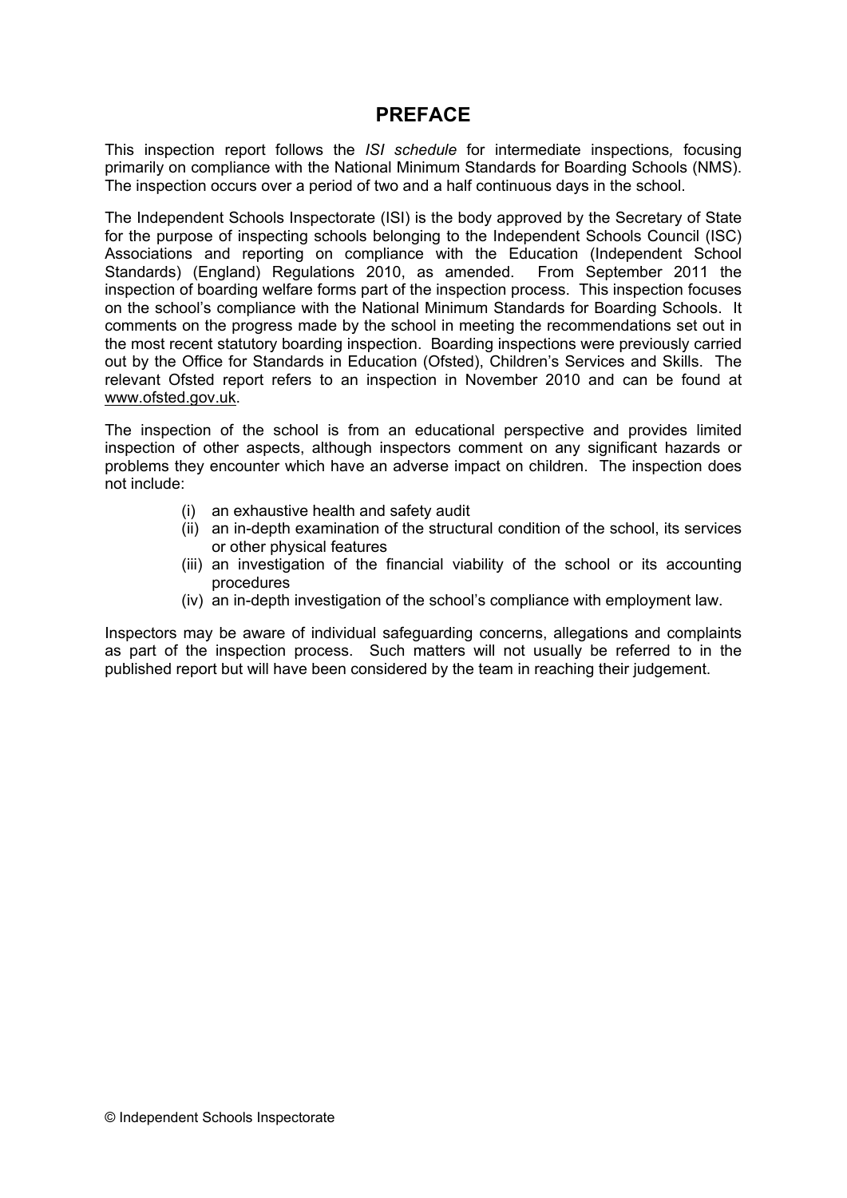# PREFACE

This inspection report follows the *ISI schedule* for intermediate inspections, focusing primarily on compliance with the National Minimum Standards for Boarding Schools (NMS). The inspection occurs over a period of two and a half continuous days in the school.

The Independent Schools Inspectorate (ISI) is the body approved by the Secretary of State for the purpose of inspecting schools belonging to the Independent Schools Council (ISC) Associations and reporting on compliance with the Education (Independent School Standards) (England) Regulations 2010, as amended. From September 2011 the inspection of boarding welfare forms part of the inspection process. This inspection focuses on the school's compliance with the National Minimum Standards for Boarding Schools. It comments on the progress made by the school in meeting the recommendations set out in the most recent statutory boarding inspection. Boarding inspections were previously carried out by the Office for Standards in Education (Ofsted), Children's Services and Skills. The relevant Ofsted report refers to an inspection in November 2010 and can be found at www.ofsted.gov.uk.

The inspection of the school is from an educational perspective and provides limited inspection of other aspects, although inspectors comment on any significant hazards or problems they encounter which have an adverse impact on children. The inspection does not include:

- (i) an exhaustive health and safety audit
- (ii) an in-depth examination of the structural condition of the school, its services or other physical features
- (iii) an investigation of the financial viability of the school or its accounting procedures
- (iv) an in-depth investigation of the school's compliance with employment law.

Inspectors may be aware of individual safeguarding concerns, allegations and complaints as part of the inspection process. Such matters will not usually be referred to in the published report but will have been considered by the team in reaching their judgement.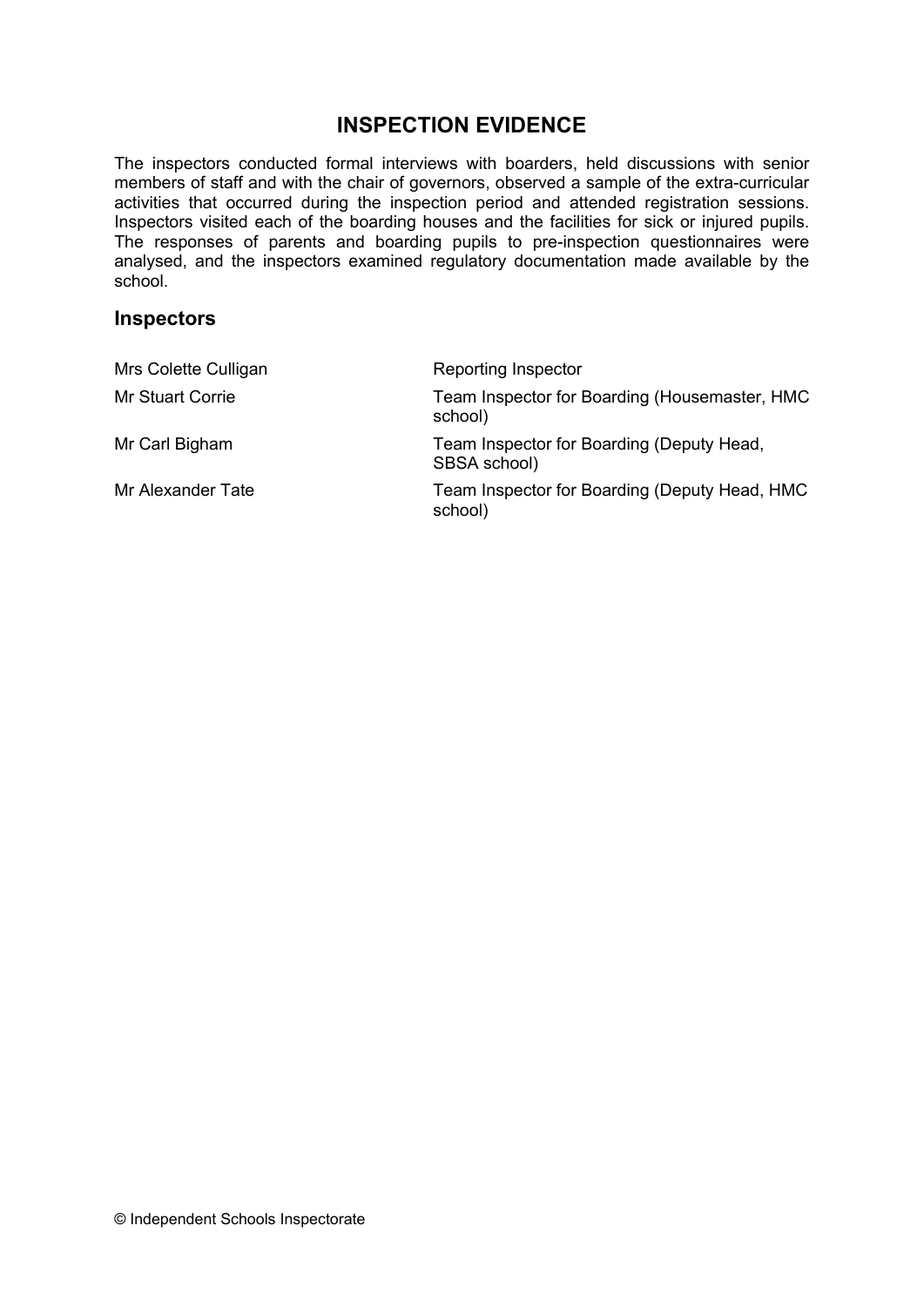## INSPECTION EVIDENCE

The inspectors conducted formal interviews with boarders, held discussions with senior members of staff and with the chair of governors, observed a sample of the extra-curricular activities that occurred during the inspection period and attended registration sessions. Inspectors visited each of the boarding houses and the facilities for sick or injured pupils. The responses of parents and boarding pupils to pre-inspection questionnaires were analysed, and the inspectors examined regulatory documentation made available by the school.

### Inspectors

| | |
|---|---|
| Mrs Colette Culligan | Reporting Inspector |
| Mr Stuart Corrie | Team Inspector for Boarding (Housemaster, HMC school) |
| Mr Carl Bigham | Team Inspector for Boarding (Deputy Head, SBSA school) |
| Mr Alexander Tate | Team Inspector for Boarding (Deputy Head, HMC school) |

© Independent Schools Inspectorate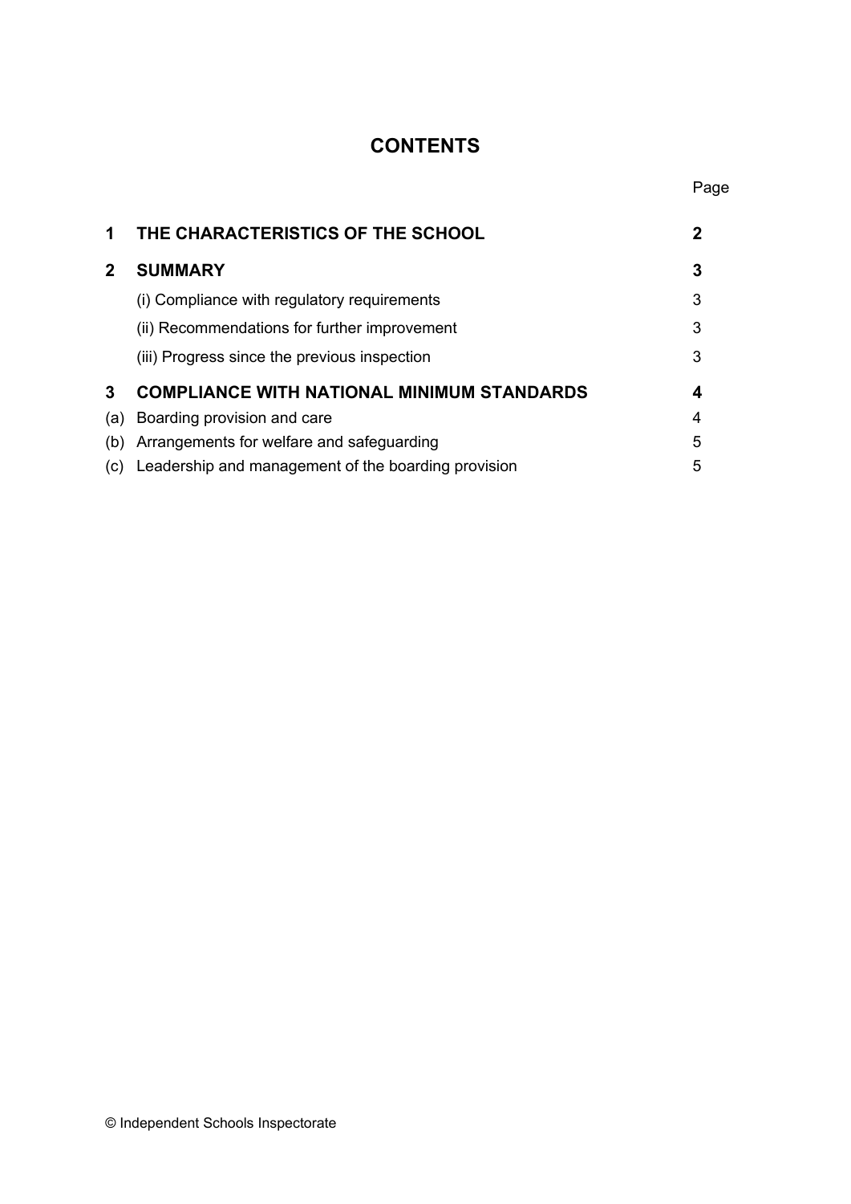# CONTENTS

| | | Page |
|---|---|---|
| **1** | **THE CHARACTERISTICS OF THE SCHOOL** | **2** |
| **2** | **SUMMARY** | **3** |
| | (i) Compliance with regulatory requirements | 3 |
| | (ii) Recommendations for further improvement | 3 |
| | (iii) Progress since the previous inspection | 3 |
| **3** | **COMPLIANCE WITH NATIONAL MINIMUM STANDARDS** | **4** |
| (a) | Boarding provision and care | 4 |
| (b) | Arrangements for welfare and safeguarding | 5 |
| (c) | Leadership and management of the boarding provision | 5 |

© Independent Schools Inspectorate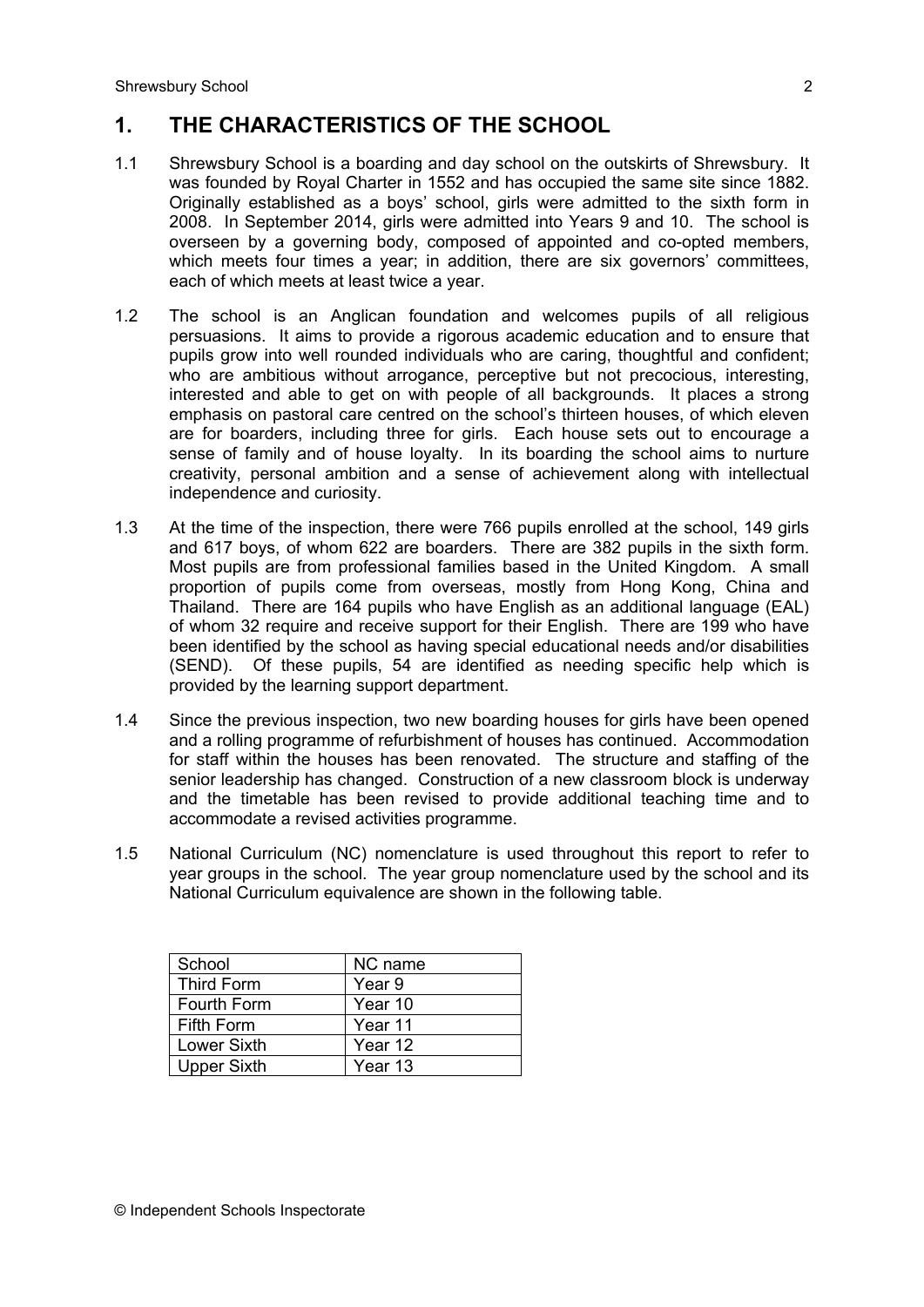## 1. THE CHARACTERISTICS OF THE SCHOOL

1.1 Shrewsbury School is a boarding and day school on the outskirts of Shrewsbury. It was founded by Royal Charter in 1552 and has occupied the same site since 1882. Originally established as a boys' school, girls were admitted to the sixth form in 2008. In September 2014, girls were admitted into Years 9 and 10. The school is overseen by a governing body, composed of appointed and co-opted members, which meets four times a year; in addition, there are six governors' committees, each of which meets at least twice a year.

1.2 The school is an Anglican foundation and welcomes pupils of all religious persuasions. It aims to provide a rigorous academic education and to ensure that pupils grow into well rounded individuals who are caring, thoughtful and confident; who are ambitious without arrogance, perceptive but not precocious, interesting, interested and able to get on with people of all backgrounds. It places a strong emphasis on pastoral care centred on the school's thirteen houses, of which eleven are for boarders, including three for girls. Each house sets out to encourage a sense of family and of house loyalty. In its boarding the school aims to nurture creativity, personal ambition and a sense of achievement along with intellectual independence and curiosity.

1.3 At the time of the inspection, there were 766 pupils enrolled at the school, 149 girls and 617 boys, of whom 622 are boarders. There are 382 pupils in the sixth form. Most pupils are from professional families based in the United Kingdom. A small proportion of pupils come from overseas, mostly from Hong Kong, China and Thailand. There are 164 pupils who have English as an additional language (EAL) of whom 32 require and receive support for their English. There are 199 who have been identified by the school as having special educational needs and/or disabilities (SEND). Of these pupils, 54 are identified as needing specific help which is provided by the learning support department.

1.4 Since the previous inspection, two new boarding houses for girls have been opened and a rolling programme of refurbishment of houses has continued. Accommodation for staff within the houses has been renovated. The structure and staffing of the senior leadership has changed. Construction of a new classroom block is underway and the timetable has been revised to provide additional teaching time and to accommodate a revised activities programme.

1.5 National Curriculum (NC) nomenclature is used throughout this report to refer to year groups in the school. The year group nomenclature used by the school and its National Curriculum equivalence are shown in the following table.

| School | NC name |
|---|---|
| Third Form | Year 9 |
| Fourth Form | Year 10 |
| Fifth Form | Year 11 |
| Lower Sixth | Year 12 |
| Upper Sixth | Year 13 |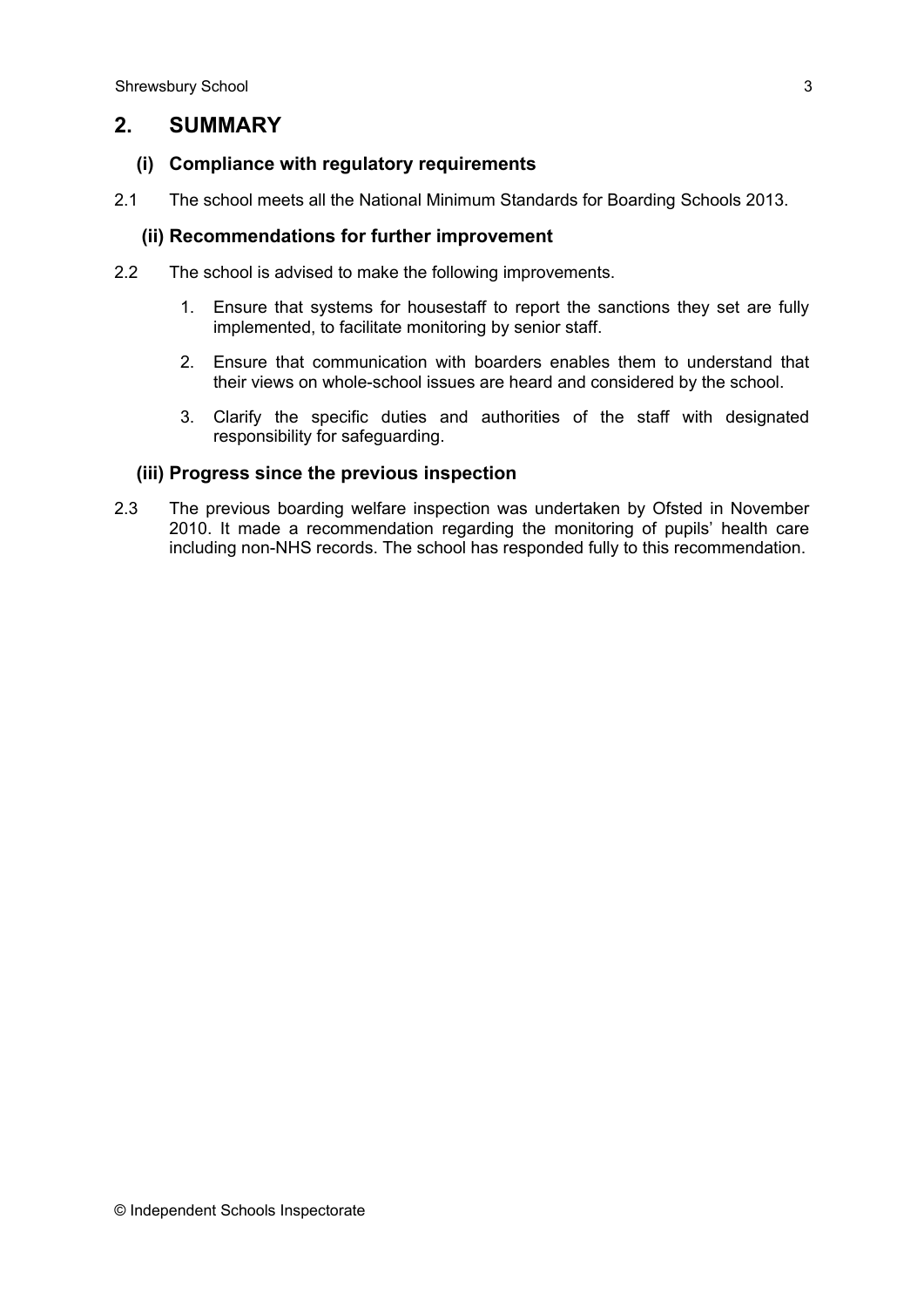## 2. SUMMARY

### (i) Compliance with regulatory requirements

2.1 The school meets all the National Minimum Standards for Boarding Schools 2013.

### (ii) Recommendations for further improvement

2.2 The school is advised to make the following improvements.

1. Ensure that systems for housestaff to report the sanctions they set are fully implemented, to facilitate monitoring by senior staff.
2. Ensure that communication with boarders enables them to understand that their views on whole-school issues are heard and considered by the school.
3. Clarify the specific duties and authorities of the staff with designated responsibility for safeguarding.

### (iii) Progress since the previous inspection

2.3 The previous boarding welfare inspection was undertaken by Ofsted in November 2010. It made a recommendation regarding the monitoring of pupils' health care including non-NHS records. The school has responded fully to this recommendation.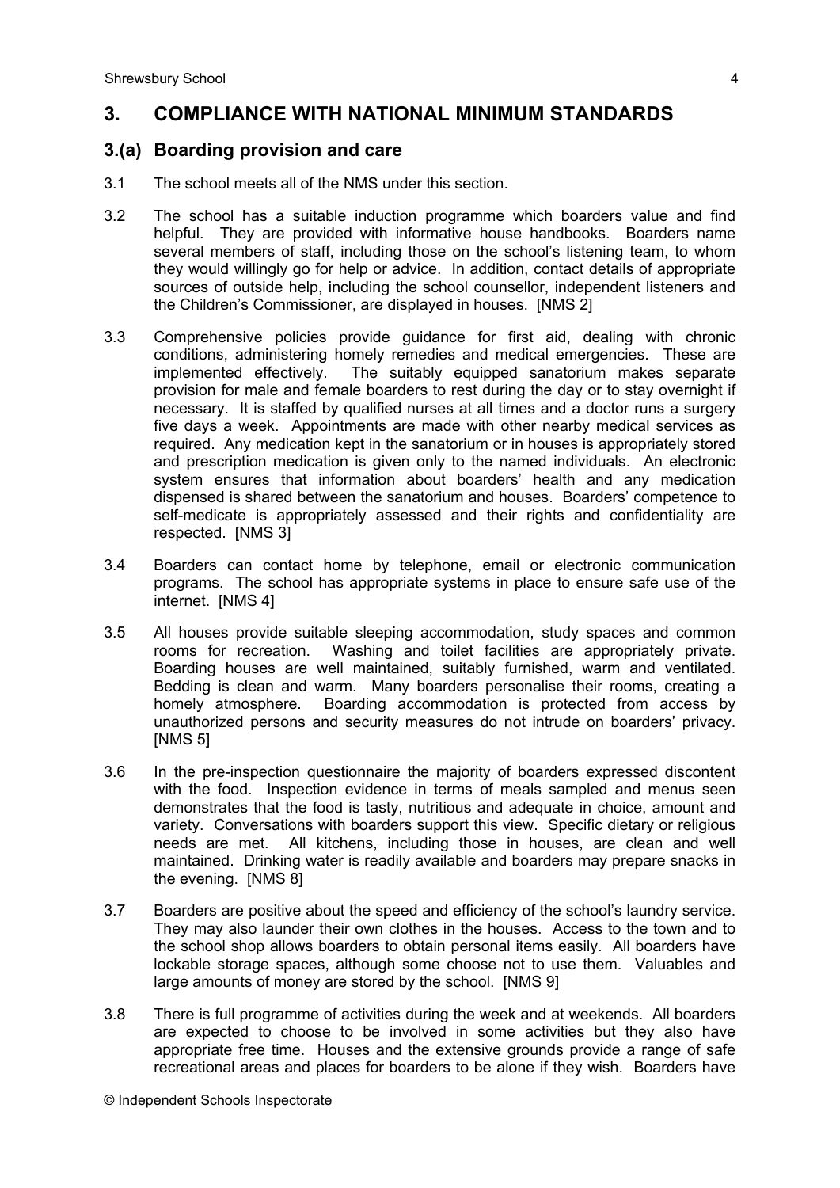## 3. COMPLIANCE WITH NATIONAL MINIMUM STANDARDS

### 3.(a) Boarding provision and care

3.1 The school meets all of the NMS under this section.

3.2 The school has a suitable induction programme which boarders value and find helpful. They are provided with informative house handbooks. Boarders name several members of staff, including those on the school's listening team, to whom they would willingly go for help or advice. In addition, contact details of appropriate sources of outside help, including the school counsellor, independent listeners and the Children's Commissioner, are displayed in houses. [NMS 2]

3.3 Comprehensive policies provide guidance for first aid, dealing with chronic conditions, administering homely remedies and medical emergencies. These are implemented effectively. The suitably equipped sanatorium makes separate provision for male and female boarders to rest during the day or to stay overnight if necessary. It is staffed by qualified nurses at all times and a doctor runs a surgery five days a week. Appointments are made with other nearby medical services as required. Any medication kept in the sanatorium or in houses is appropriately stored and prescription medication is given only to the named individuals. An electronic system ensures that information about boarders' health and any medication dispensed is shared between the sanatorium and houses. Boarders' competence to self-medicate is appropriately assessed and their rights and confidentiality are respected. [NMS 3]

3.4 Boarders can contact home by telephone, email or electronic communication programs. The school has appropriate systems in place to ensure safe use of the internet. [NMS 4]

3.5 All houses provide suitable sleeping accommodation, study spaces and common rooms for recreation. Washing and toilet facilities are appropriately private. Boarding houses are well maintained, suitably furnished, warm and ventilated. Bedding is clean and warm. Many boarders personalise their rooms, creating a homely atmosphere. Boarding accommodation is protected from access by unauthorized persons and security measures do not intrude on boarders' privacy. [NMS 5]

3.6 In the pre-inspection questionnaire the majority of boarders expressed discontent with the food. Inspection evidence in terms of meals sampled and menus seen demonstrates that the food is tasty, nutritious and adequate in choice, amount and variety. Conversations with boarders support this view. Specific dietary or religious needs are met. All kitchens, including those in houses, are clean and well maintained. Drinking water is readily available and boarders may prepare snacks in the evening. [NMS 8]

3.7 Boarders are positive about the speed and efficiency of the school's laundry service. They may also launder their own clothes in the houses. Access to the town and to the school shop allows boarders to obtain personal items easily. All boarders have lockable storage spaces, although some choose not to use them. Valuables and large amounts of money are stored by the school. [NMS 9]

3.8 There is full programme of activities during the week and at weekends. All boarders are expected to choose to be involved in some activities but they also have appropriate free time. Houses and the extensive grounds provide a range of safe recreational areas and places for boarders to be alone if they wish. Boarders have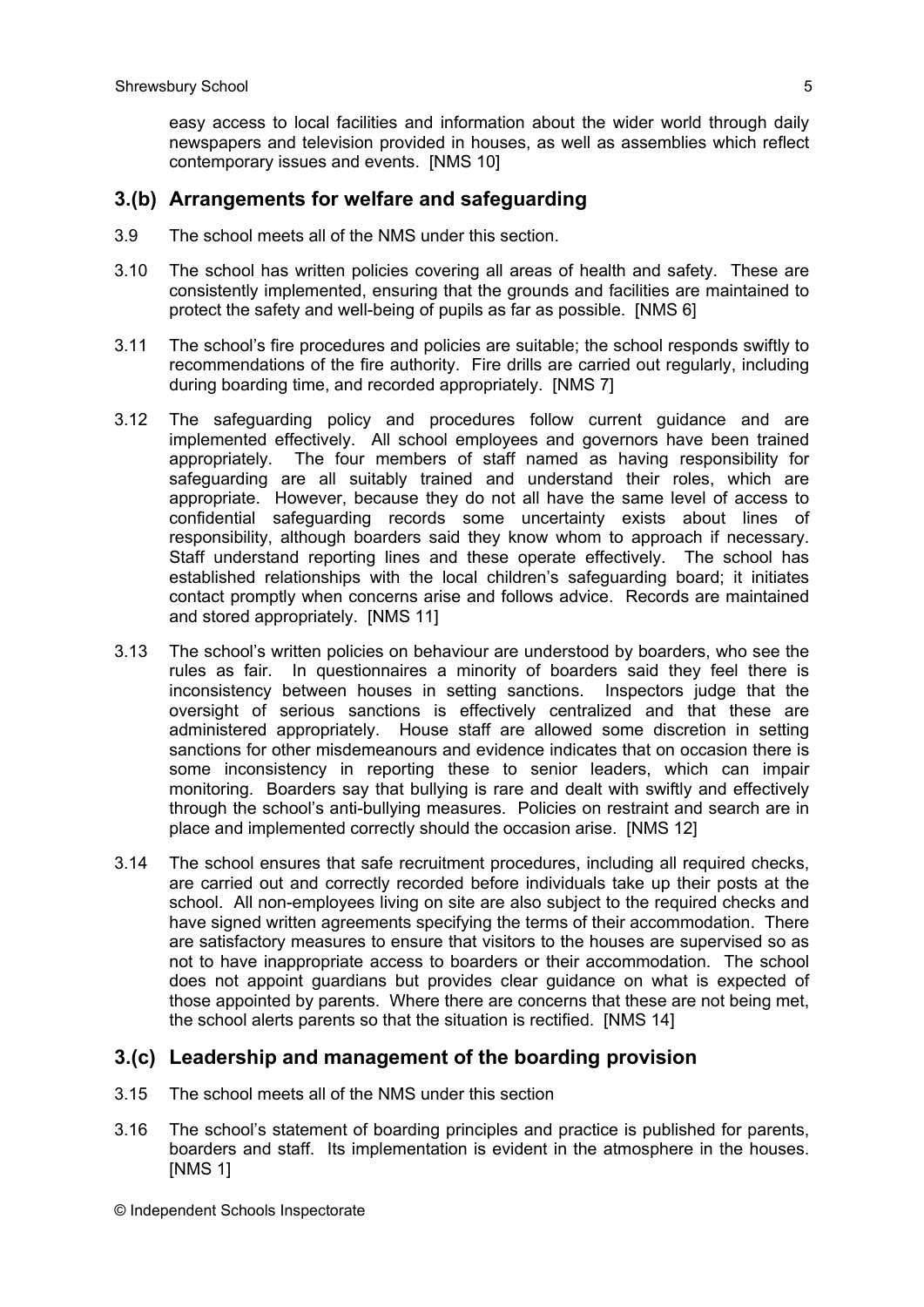easy access to local facilities and information about the wider world through daily newspapers and television provided in houses, as well as assemblies which reflect contemporary issues and events. [NMS 10]

## 3.(b) Arrangements for welfare and safeguarding

3.9 The school meets all of the NMS under this section.

3.10 The school has written policies covering all areas of health and safety. These are consistently implemented, ensuring that the grounds and facilities are maintained to protect the safety and well-being of pupils as far as possible. [NMS 6]

3.11 The school's fire procedures and policies are suitable; the school responds swiftly to recommendations of the fire authority. Fire drills are carried out regularly, including during boarding time, and recorded appropriately. [NMS 7]

3.12 The safeguarding policy and procedures follow current guidance and are implemented effectively. All school employees and governors have been trained appropriately. The four members of staff named as having responsibility for safeguarding are all suitably trained and understand their roles, which are appropriate. However, because they do not all have the same level of access to confidential safeguarding records some uncertainty exists about lines of responsibility, although boarders said they know whom to approach if necessary. Staff understand reporting lines and these operate effectively. The school has established relationships with the local children's safeguarding board; it initiates contact promptly when concerns arise and follows advice. Records are maintained and stored appropriately. [NMS 11]

3.13 The school's written policies on behaviour are understood by boarders, who see the rules as fair. In questionnaires a minority of boarders said they feel there is inconsistency between houses in setting sanctions. Inspectors judge that the oversight of serious sanctions is effectively centralized and that these are administered appropriately. House staff are allowed some discretion in setting sanctions for other misdemeanours and evidence indicates that on occasion there is some inconsistency in reporting these to senior leaders, which can impair monitoring. Boarders say that bullying is rare and dealt with swiftly and effectively through the school's anti-bullying measures. Policies on restraint and search are in place and implemented correctly should the occasion arise. [NMS 12]

3.14 The school ensures that safe recruitment procedures, including all required checks, are carried out and correctly recorded before individuals take up their posts at the school. All non-employees living on site are also subject to the required checks and have signed written agreements specifying the terms of their accommodation. There are satisfactory measures to ensure that visitors to the houses are supervised so as not to have inappropriate access to boarders or their accommodation. The school does not appoint guardians but provides clear guidance on what is expected of those appointed by parents. Where there are concerns that these are not being met, the school alerts parents so that the situation is rectified. [NMS 14]

## 3.(c) Leadership and management of the boarding provision

3.15 The school meets all of the NMS under this section

3.16 The school's statement of boarding principles and practice is published for parents, boarders and staff. Its implementation is evident in the atmosphere in the houses. [NMS 1]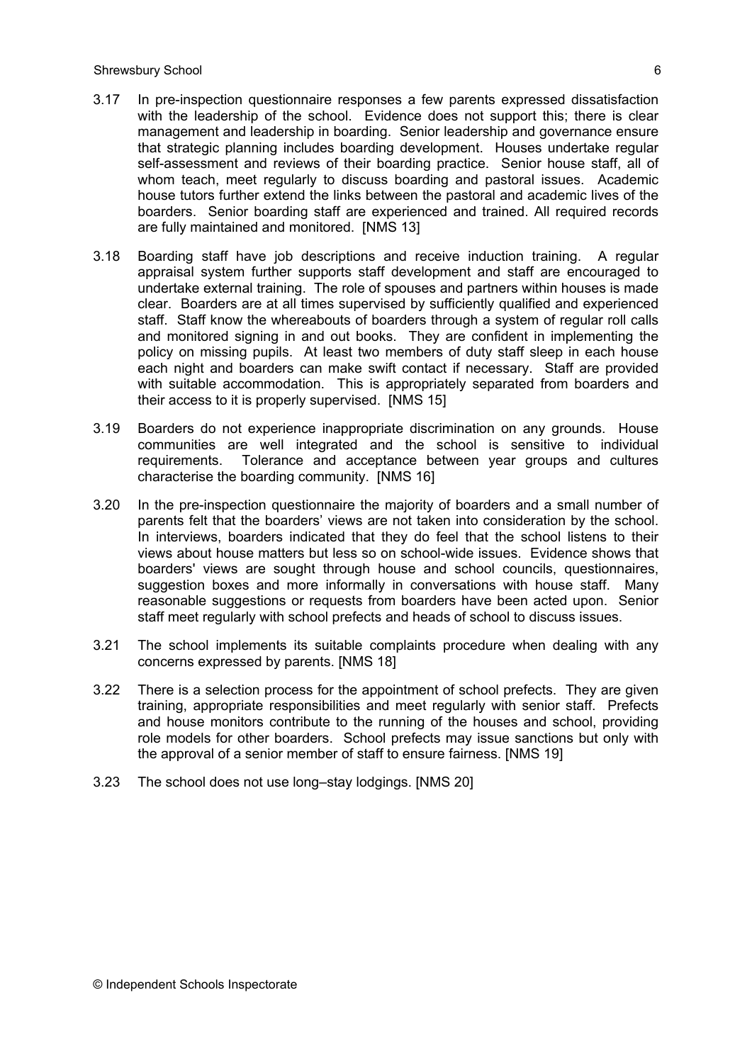3.17 In pre-inspection questionnaire responses a few parents expressed dissatisfaction with the leadership of the school. Evidence does not support this; there is clear management and leadership in boarding. Senior leadership and governance ensure that strategic planning includes boarding development. Houses undertake regular self-assessment and reviews of their boarding practice. Senior house staff, all of whom teach, meet regularly to discuss boarding and pastoral issues. Academic house tutors further extend the links between the pastoral and academic lives of the boarders. Senior boarding staff are experienced and trained. All required records are fully maintained and monitored. [NMS 13]

3.18 Boarding staff have job descriptions and receive induction training. A regular appraisal system further supports staff development and staff are encouraged to undertake external training. The role of spouses and partners within houses is made clear. Boarders are at all times supervised by sufficiently qualified and experienced staff. Staff know the whereabouts of boarders through a system of regular roll calls and monitored signing in and out books. They are confident in implementing the policy on missing pupils. At least two members of duty staff sleep in each house each night and boarders can make swift contact if necessary. Staff are provided with suitable accommodation. This is appropriately separated from boarders and their access to it is properly supervised. [NMS 15]

3.19 Boarders do not experience inappropriate discrimination on any grounds. House communities are well integrated and the school is sensitive to individual requirements. Tolerance and acceptance between year groups and cultures characterise the boarding community. [NMS 16]

3.20 In the pre-inspection questionnaire the majority of boarders and a small number of parents felt that the boarders' views are not taken into consideration by the school. In interviews, boarders indicated that they do feel that the school listens to their views about house matters but less so on school-wide issues. Evidence shows that boarders' views are sought through house and school councils, questionnaires, suggestion boxes and more informally in conversations with house staff. Many reasonable suggestions or requests from boarders have been acted upon. Senior staff meet regularly with school prefects and heads of school to discuss issues.

3.21 The school implements its suitable complaints procedure when dealing with any concerns expressed by parents. [NMS 18]

3.22 There is a selection process for the appointment of school prefects. They are given training, appropriate responsibilities and meet regularly with senior staff. Prefects and house monitors contribute to the running of the houses and school, providing role models for other boarders. School prefects may issue sanctions but only with the approval of a senior member of staff to ensure fairness. [NMS 19]

3.23 The school does not use long–stay lodgings. [NMS 20]